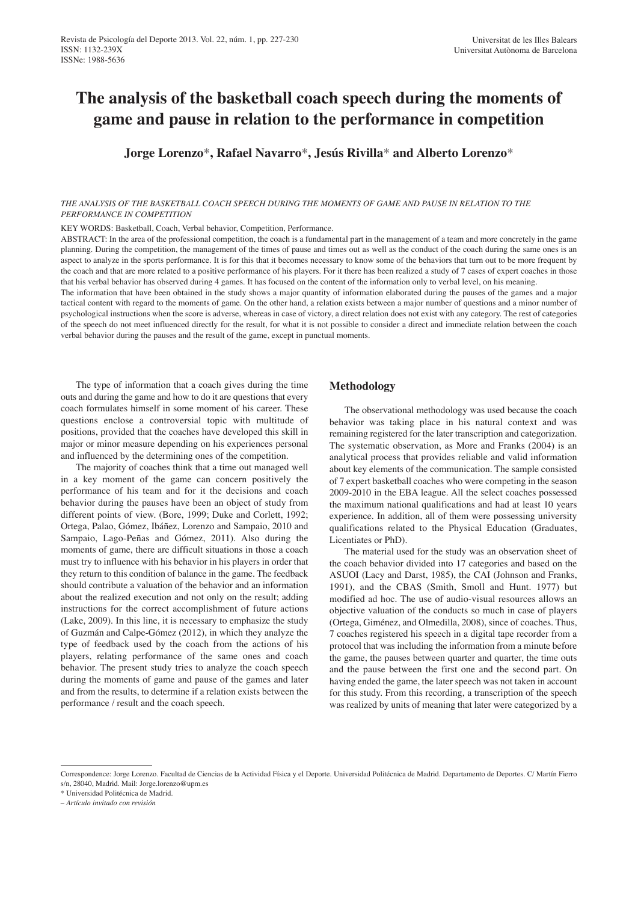# The analysis of the basketball coach speech during the moments of game and pause in relation to the performance in competition

**Jorge Lorenzo*, Rafael Navarro*, Jesús Rivilla* and Alberto Lorenzo***

*THE ANALYSIS OF THE BASKETBALL COACH SPEECH DURING THE MOMENTS OF GAME AND PAUSE IN RELATION TO THE PERFORMANCE IN COMPETITION*

KEY WORDS: Basketball, Coach, Verbal behavior, Competition, Performance.

ABSTRACT: In the area of the professional competition, the coach is a fundamental part in the management of a team and more concretely in the game planning. During the competition, the management of the times of pause and times out as well as the conduct of the coach during the same ones is an aspect to analyze in the sports performance. It is for this that it becomes necessary to know some of the behaviors that turn out to be more frequent by the coach and that are more related to a positive performance of his players. For it there has been realized a study of 7 cases of expert coaches in those that his verbal behavior has observed during 4 games. It has focused on the content of the information only to verbal level, on his meaning.

The information that have been obtained in the study shows a major quantity of information elaborated during the pauses of the games and a major tactical content with regard to the moments of game. On the other hand, a relation exists between a major number of questions and a minor number of psychological instructions when the score is adverse, whereas in case of victory, a direct relation does not exist with any category. The rest of categories of the speech do not meet influenced directly for the result, for what it is not possible to consider a direct and immediate relation between the coach verbal behavior during the pauses and the result of the game, except in punctual moments.

The type of information that a coach gives during the time outs and during the game and how to do it are questions that every coach formulates himself in some moment of his career. These questions enclose a controversial topic with multitude of positions, provided that the coaches have developed this skill in major or minor measure depending on his experiences personal and influenced by the determining ones of the competition.

The majority of coaches think that a time out managed well in a key moment of the game can concern positively the performance of his team and for it the decisions and coach behavior during the pauses have been an object of study from different points of view. (Bore, 1999; Duke and Corlett, 1992; Ortega, Palao, Gómez, Ibáñez, Lorenzo and Sampaio, 2010 and Sampaio, Lago-Peñas and Gómez, 2011). Also during the moments of game, there are difficult situations in those a coach must try to influence with his behavior in his players in order that they return to this condition of balance in the game. The feedback should contribute a valuation of the behavior and an information about the realized execution and not only on the result; adding instructions for the correct accomplishment of future actions (Lake, 2009). In this line, it is necessary to emphasize the study of Guzmán and Calpe-Gómez (2012), in which they analyze the type of feedback used by the coach from the actions of his players, relating performance of the same ones and coach behavior. The present study tries to analyze the coach speech during the moments of game and pause of the games and later and from the results, to determine if a relation exists between the performance / result and the coach speech.

## Methodology

The observational methodology was used because the coach behavior was taking place in his natural context and was remaining registered for the later transcription and categorization. The systematic observation, as More and Franks (2004) is an analytical process that provides reliable and valid information about key elements of the communication. The sample consisted of 7 expert basketball coaches who were competing in the season 2009-2010 in the EBA league. All the select coaches possessed the maximum national qualifications and had at least 10 years experience. In addition, all of them were possessing university qualifications related to the Physical Education (Graduates, Licentiates or PhD).

The material used for the study was an observation sheet of the coach behavior divided into 17 categories and based on the ASUOI (Lacy and Darst, 1985), the CAI (Johnson and Franks, 1991), and the CBAS (Smith, Smoll and Hunt. 1977) but modified ad hoc. The use of audio-visual resources allows an objective valuation of the conducts so much in case of players (Ortega, Giménez, and Olmedilla, 2008), since of coaches. Thus, 7 coaches registered his speech in a digital tape recorder from a protocol that was including the information from a minute before the game, the pauses between quarter and quarter, the time outs and the pause between the first one and the second part. On having ended the game, the later speech was not taken in account for this study. From this recording, a transcription of the speech was realized by units of meaning that later were categorized by a

---

Correspondence: Jorge Lorenzo. Facultad de Ciencias de la Actividad Física y el Deporte. Universidad Politécnica de Madrid. Departamento de Deportes. C/ Martín Fierro s/n, 28040, Madrid. Mail: Jorge.lorenzo@upm.es

\* Universidad Politécnica de Madrid.

– *Artículo invitado con revisión*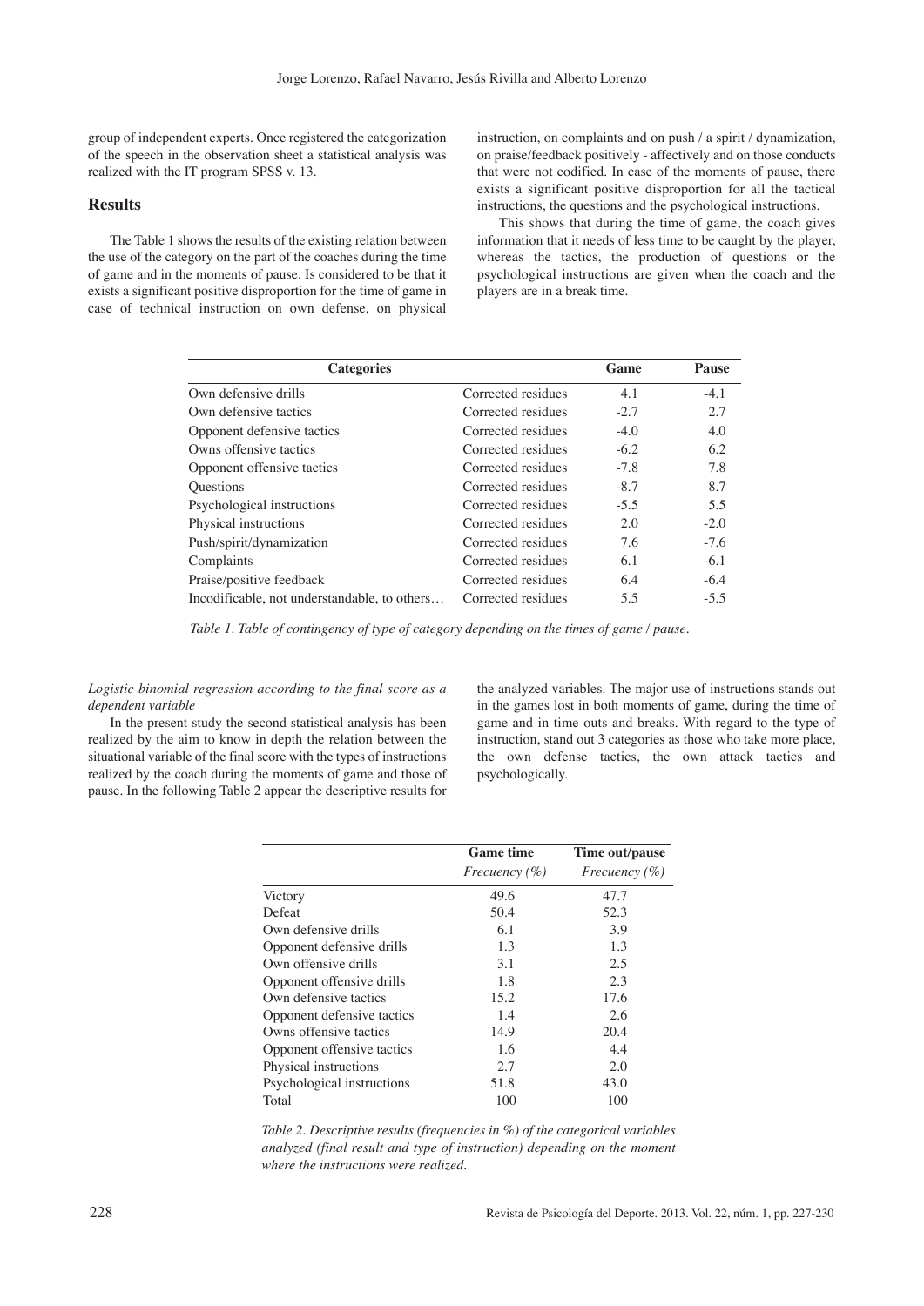group of independent experts. Once registered the categorization of the speech in the observation sheet a statistical analysis was realized with the IT program SPSS v. 13.

## Results

The Table 1 shows the results of the existing relation between the use of the category on the part of the coaches during the time of game and in the moments of pause. Is considered to be that it exists a significant positive disproportion for the time of game in case of technical instruction on own defense, on physical instruction, on complaints and on push / a spirit / dynamization, on praise/feedback positively - affectively and on those conducts that were not codified. In case of the moments of pause, there exists a significant positive disproportion for all the tactical instructions, the questions and the psychological instructions.

This shows that during the time of game, the coach gives information that it needs of less time to be caught by the player, whereas the tactics, the production of questions or the psychological instructions are given when the coach and the players are in a break time.

| Categories | | Game | Pause |
|---|---|---|---|
| Own defensive drills | Corrected residues | 4.1 | -4.1 |
| Own defensive tactics | Corrected residues | -2.7 | 2.7 |
| Opponent defensive tactics | Corrected residues | -4.0 | 4.0 |
| Owns offensive tactics | Corrected residues | -6.2 | 6.2 |
| Opponent offensive tactics | Corrected residues | -7.8 | 7.8 |
| Questions | Corrected residues | -8.7 | 8.7 |
| Psychological instructions | Corrected residues | -5.5 | 5.5 |
| Physical instructions | Corrected residues | 2.0 | -2.0 |
| Push/spirit/dynamization | Corrected residues | 7.6 | -7.6 |
| Complaints | Corrected residues | 6.1 | -6.1 |
| Praise/positive feedback | Corrected residues | 6.4 | -6.4 |
| Incodificable, not understandable, to others… | Corrected residues | 5.5 | -5.5 |

*Table 1. Table of contingency of type of category depending on the times of game / pause.*

*Logistic binomial regression according to the final score as a dependent variable*

In the present study the second statistical analysis has been realized by the aim to know in depth the relation between the situational variable of the final score with the types of instructions realized by the coach during the moments of game and those of pause. In the following Table 2 appear the descriptive results for the analyzed variables. The major use of instructions stands out in the games lost in both moments of game, during the time of game and in time outs and breaks. With regard to the type of instruction, stand out 3 categories as those who take more place, the own defense tactics, the own attack tactics and psychologically.

| | Game time | Time out/pause |
|---|---|---|
| | *Frecuency (%)* | *Frecuency (%)* |
| Victory | 49.6 | 47.7 |
| Defeat | 50.4 | 52.3 |
| Own defensive drills | 6.1 | 3.9 |
| Opponent defensive drills | 1.3 | 1.3 |
| Own offensive drills | 3.1 | 2.5 |
| Opponent offensive drills | 1.8 | 2.3 |
| Own defensive tactics | 15.2 | 17.6 |
| Opponent defensive tactics | 1.4 | 2.6 |
| Owns offensive tactics | 14.9 | 20.4 |
| Opponent offensive tactics | 1.6 | 4.4 |
| Physical instructions | 2.7 | 2.0 |
| Psychological instructions | 51.8 | 43.0 |
| Total | 100 | 100 |

*Table 2. Descriptive results (frequencies in %) of the categorical variables analyzed (final result and type of instruction) depending on the moment where the instructions were realized.*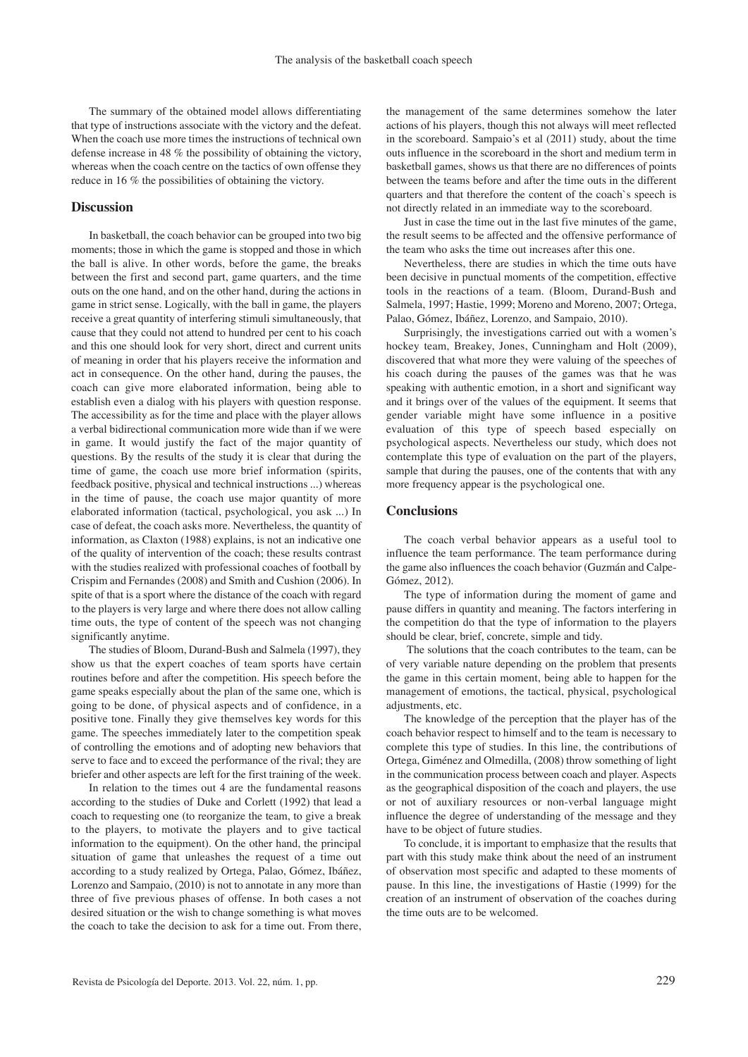The summary of the obtained model allows differentiating that type of instructions associate with the victory and the defeat. When the coach use more times the instructions of technical own defense increase in 48 % the possibility of obtaining the victory, whereas when the coach centre on the tactics of own offense they reduce in 16 % the possibilities of obtaining the victory.

## Discussion

In basketball, the coach behavior can be grouped into two big moments; those in which the game is stopped and those in which the ball is alive. In other words, before the game, the breaks between the first and second part, game quarters, and the time outs on the one hand, and on the other hand, during the actions in game in strict sense. Logically, with the ball in game, the players receive a great quantity of interfering stimuli simultaneously, that cause that they could not attend to hundred per cent to his coach and this one should look for very short, direct and current units of meaning in order that his players receive the information and act in consequence. On the other hand, during the pauses, the coach can give more elaborated information, being able to establish even a dialog with his players with question response. The accessibility as for the time and place with the player allows a verbal bidirectional communication more wide than if we were in game. It would justify the fact of the major quantity of questions. By the results of the study it is clear that during the time of game, the coach use more brief information (spirits, feedback positive, physical and technical instructions ...) whereas in the time of pause, the coach use major quantity of more elaborated information (tactical, psychological, you ask ...) In case of defeat, the coach asks more. Nevertheless, the quantity of information, as Claxton (1988) explains, is not an indicative one of the quality of intervention of the coach; these results contrast with the studies realized with professional coaches of football by Crispim and Fernandes (2008) and Smith and Cushion (2006). In spite of that is a sport where the distance of the coach with regard to the players is very large and where there does not allow calling time outs, the type of content of the speech was not changing significantly anytime.

The studies of Bloom, Durand-Bush and Salmela (1997), they show us that the expert coaches of team sports have certain routines before and after the competition. His speech before the game speaks especially about the plan of the same one, which is going to be done, of physical aspects and of confidence, in a positive tone. Finally they give themselves key words for this game. The speeches immediately later to the competition speak of controlling the emotions and of adopting new behaviors that serve to face and to exceed the performance of the rival; they are briefer and other aspects are left for the first training of the week.

In relation to the times out 4 are the fundamental reasons according to the studies of Duke and Corlett (1992) that lead a coach to requesting one (to reorganize the team, to give a break to the players, to motivate the players and to give tactical information to the equipment). On the other hand, the principal situation of game that unleashes the request of a time out according to a study realized by Ortega, Palao, Gómez, Ibáñez, Lorenzo and Sampaio, (2010) is not to annotate in any more than three of five previous phases of offense. In both cases a not desired situation or the wish to change something is what moves the coach to take the decision to ask for a time out. From there, the management of the same determines somehow the later actions of his players, though this not always will meet reflected in the scoreboard. Sampaio's et al (2011) study, about the time outs influence in the scoreboard in the short and medium term in basketball games, shows us that there are no differences of points between the teams before and after the time outs in the different quarters and that therefore the content of the coach`s speech is not directly related in an immediate way to the scoreboard.

Just in case the time out in the last five minutes of the game, the result seems to be affected and the offensive performance of the team who asks the time out increases after this one.

Nevertheless, there are studies in which the time outs have been decisive in punctual moments of the competition, effective tools in the reactions of a team. (Bloom, Durand-Bush and Salmela, 1997; Hastie, 1999; Moreno and Moreno, 2007; Ortega, Palao, Gómez, Ibáñez, Lorenzo, and Sampaio, 2010).

Surprisingly, the investigations carried out with a women's hockey team, Breakey, Jones, Cunningham and Holt (2009), discovered that what more they were valuing of the speeches of his coach during the pauses of the games was that he was speaking with authentic emotion, in a short and significant way and it brings over of the values of the equipment. It seems that gender variable might have some influence in a positive evaluation of this type of speech based especially on psychological aspects. Nevertheless our study, which does not contemplate this type of evaluation on the part of the players, sample that during the pauses, one of the contents that with any more frequency appear is the psychological one.

## Conclusions

The coach verbal behavior appears as a useful tool to influence the team performance. The team performance during the game also influences the coach behavior (Guzmán and Calpe-Gómez, 2012).

The type of information during the moment of game and pause differs in quantity and meaning. The factors interfering in the competition do that the type of information to the players should be clear, brief, concrete, simple and tidy.

The solutions that the coach contributes to the team, can be of very variable nature depending on the problem that presents the game in this certain moment, being able to happen for the management of emotions, the tactical, physical, psychological adjustments, etc.

The knowledge of the perception that the player has of the coach behavior respect to himself and to the team is necessary to complete this type of studies. In this line, the contributions of Ortega, Giménez and Olmedilla, (2008) throw something of light in the communication process between coach and player. Aspects as the geographical disposition of the coach and players, the use or not of auxiliary resources or non-verbal language might influence the degree of understanding of the message and they have to be object of future studies.

To conclude, it is important to emphasize that the results that part with this study make think about the need of an instrument of observation most specific and adapted to these moments of pause. In this line, the investigations of Hastie (1999) for the creation of an instrument of observation of the coaches during the time outs are to be welcomed.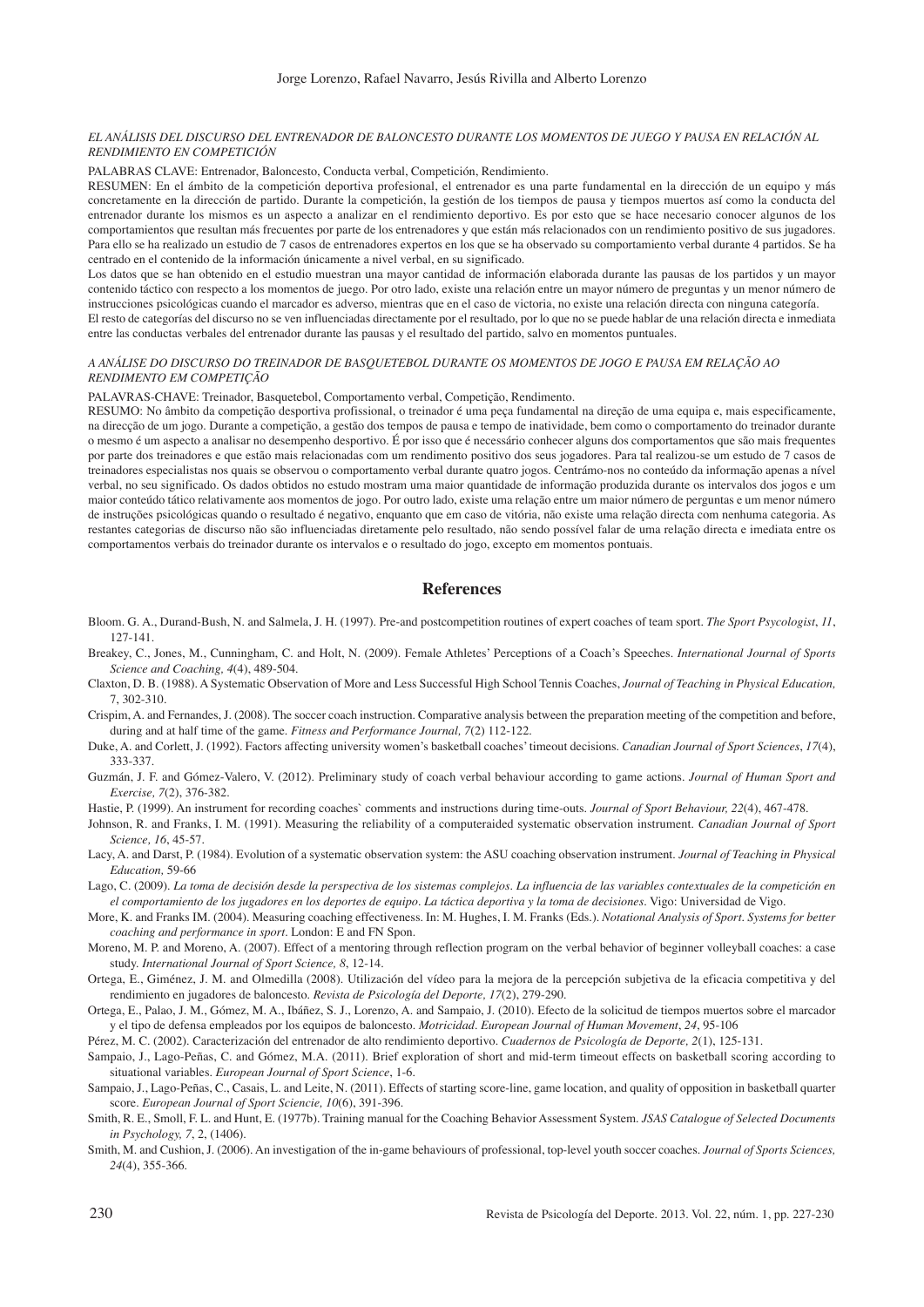*EL ANÁLISIS DEL DISCURSO DEL ENTRENADOR DE BALONCESTO DURANTE LOS MOMENTOS DE JUEGO Y PAUSA EN RELACIÓN AL RENDIMIENTO EN COMPETICIÓN*

PALABRAS CLAVE: Entrenador, Baloncesto, Conducta verbal, Competición, Rendimiento.

RESUMEN: En el ámbito de la competición deportiva profesional, el entrenador es una parte fundamental en la dirección de un equipo y más concretamente en la dirección de partido. Durante la competición, la gestión de los tiempos de pausa y tiempos muertos así como la conducta del entrenador durante los mismos es un aspecto a analizar en el rendimiento deportivo. Es por esto que se hace necesario conocer algunos de los comportamientos que resultan más frecuentes por parte de los entrenadores y que están más relacionados con un rendimiento positivo de sus jugadores. Para ello se ha realizado un estudio de 7 casos de entrenadores expertos en los que se ha observado su comportamiento verbal durante 4 partidos. Se ha centrado en el contenido de la información únicamente a nivel verbal, en su significado.

Los datos que se han obtenido en el estudio muestran una mayor cantidad de información elaborada durante las pausas de los partidos y un mayor contenido táctico con respecto a los momentos de juego. Por otro lado, existe una relación entre un mayor número de preguntas y un menor número de instrucciones psicológicas cuando el marcador es adverso, mientras que en el caso de victoria, no existe una relación directa con ninguna categoría.

El resto de categorías del discurso no se ven influenciadas directamente por el resultado, por lo que no se puede hablar de una relación directa e inmediata entre las conductas verbales del entrenador durante las pausas y el resultado del partido, salvo en momentos puntuales.

*A ANÁLISE DO DISCURSO DO TREINADOR DE BASQUETEBOL DURANTE OS MOMENTOS DE JOGO E PAUSA EM RELAÇÃO AO RENDIMENTO EM COMPETIÇÃO*

PALAVRAS-CHAVE: Treinador, Basquetebol, Comportamento verbal, Competição, Rendimento.

RESUMO: No âmbito da competição desportiva profissional, o treinador é uma peça fundamental na direção de uma equipa e, mais especificamente, na direcção de um jogo. Durante a competição, a gestão dos tempos de pausa e tempo de inatividade, bem como o comportamento do treinador durante o mesmo é um aspecto a analisar no desempenho desportivo. É por isso que é necessário conhecer alguns dos comportamentos que são mais frequentes por parte dos treinadores e que estão mais relacionadas com um rendimento positivo dos seus jogadores. Para tal realizou-se um estudo de 7 casos de treinadores especialistas nos quais se observou o comportamento verbal durante quatro jogos. Centrámo-nos no conteúdo da informação apenas a nível verbal, no seu significado. Os dados obtidos no estudo mostram uma maior quantidade de informação produzida durante os intervalos dos jogos e um maior conteúdo tático relativamente aos momentos de jogo. Por outro lado, existe uma relação entre um maior número de perguntas e um menor número de instruções psicológicas quando o resultado é negativo, enquanto que em caso de vitória, não existe uma relação directa com nenhuma categoria. As restantes categorias de discurso não são influenciadas diretamente pelo resultado, não sendo possível falar de uma relação directa e imediata entre os comportamentos verbais do treinador durante os intervalos e o resultado do jogo, excepto em momentos pontuais.

## References

Bloom. G. A., Durand-Bush, N. and Salmela, J. H. (1997). Pre-and postcompetition routines of expert coaches of team sport. *The Sport Psycologist*, *11*, 127-141.

Breakey, C., Jones, M., Cunningham, C. and Holt, N. (2009). Female Athletes' Perceptions of a Coach's Speeches. *International Journal of Sports Science and Coaching, 4*(4), 489-504.

Claxton, D. B. (1988). A Systematic Observation of More and Less Successful High School Tennis Coaches, *Journal of Teaching in Physical Education,* 7, 302-310.

Crispim, A. and Fernandes, J. (2008). The soccer coach instruction. Comparative analysis between the preparation meeting of the competition and before, during and at half time of the game. *Fitness and Performance Journal, 7*(2) 112-122.

Duke, A. and Corlett, J. (1992). Factors affecting university women's basketball coaches' timeout decisions. *Canadian Journal of Sport Sciences*, *17*(4), 333-337.

Guzmán, J. F. and Gómez-Valero, V. (2012). Preliminary study of coach verbal behaviour according to game actions. *Journal of Human Sport and Exercise, 7*(2), 376-382.

Hastie, P. (1999). An instrument for recording coaches` comments and instructions during time-outs. *Journal of Sport Behaviour, 22*(4), 467-478.

Johnson, R. and Franks, I. M. (1991). Measuring the reliability of a computeraided systematic observation instrument. *Canadian Journal of Sport Science, 16*, 45-57.

Lacy, A. and Darst, P. (1984). Evolution of a systematic observation system: the ASU coaching observation instrument. *Journal of Teaching in Physical Education,* 59-66

Lago, C. (2009). *La toma de decisión desde la perspectiva de los sistemas complejos. La influencia de las variables contextuales de la competición en el comportamiento de los jugadores en los deportes de equipo*. *La táctica deportiva y la toma de decisiones*. Vigo: Universidad de Vigo.

More, K. and Franks IM. (2004). Measuring coaching effectiveness. In: M. Hughes, I. M. Franks (Eds.). *Notational Analysis of Sport*. *Systems for better coaching and performance in sport*. London: E and FN Spon.

Moreno, M. P. and Moreno, A. (2007). Effect of a mentoring through reflection program on the verbal behavior of beginner volleyball coaches: a case study. *International Journal of Sport Science, 8*, 12-14.

Ortega, E., Giménez, J. M. and Olmedilla (2008). Utilización del vídeo para la mejora de la percepción subjetiva de la eficacia competitiva y del rendimiento en jugadores de baloncesto. *Revista de Psicología del Deporte, 17*(2), 279-290.

Ortega, E., Palao, J. M., Gómez, M. A., Ibáñez, S. J., Lorenzo, A. and Sampaio, J. (2010). Efecto de la solicitud de tiempos muertos sobre el marcador y el tipo de defensa empleados por los equipos de baloncesto. *Motricidad*. *European Journal of Human Movement*, *24*, 95-106

Pérez, M. C. (2002). Caracterización del entrenador de alto rendimiento deportivo. *Cuadernos de Psicología de Deporte, 2*(1), 125-131.

Sampaio, J., Lago-Peñas, C. and Gómez, M.A. (2011). Brief exploration of short and mid-term timeout effects on basketball scoring according to situational variables. *European Journal of Sport Science*, 1-6.

Sampaio, J., Lago-Peñas, C., Casais, L. and Leite, N. (2011). Effects of starting score-line, game location, and quality of opposition in basketball quarter score. *European Journal of Sport Sciencie, 10*(6), 391-396.

Smith, R. E., Smoll, F. L. and Hunt, E. (1977b). Training manual for the Coaching Behavior Assessment System. *JSAS Catalogue of Selected Documents in Psychology, 7*, 2, (1406).

Smith, M. and Cushion, J. (2006). An investigation of the in-game behaviours of professional, top-level youth soccer coaches. *Journal of Sports Sciences, 24*(4), 355-366.